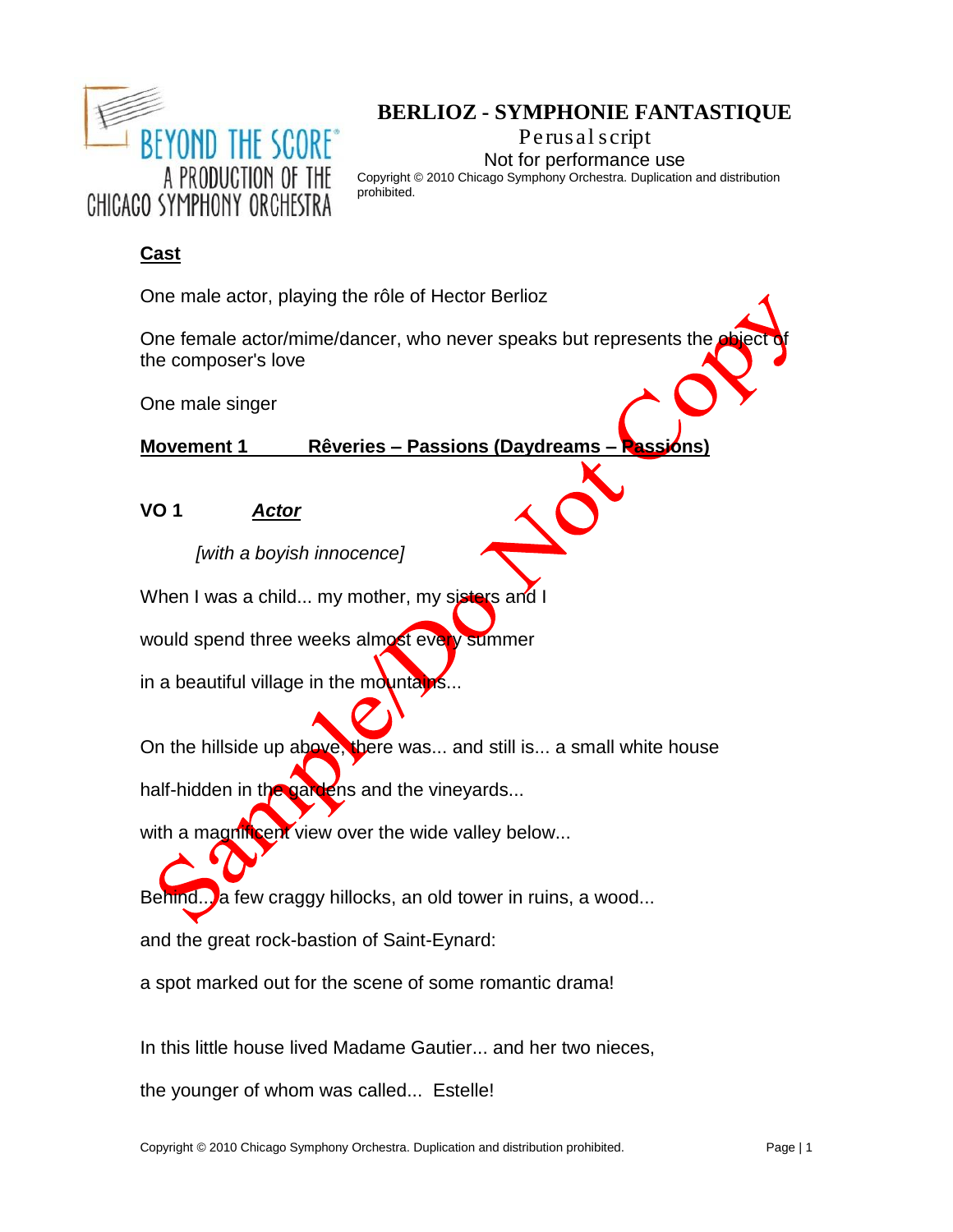# BERLIOZ - SYMPHONIE FANTASTIQUE

Perusal script

Not for performance use

Copyright © 2010 Chicago Symphony Orchestra. Duplication and distribution prohibited.

BEYOND THE SCORE® A PRODUCTION OF THE CHICAGO SYMPHONY ORCHESTRA

Sample/Do Not Copy

## Cast

One male actor, playing the rôle of Hector Berlioz

One female actor/mime/dancer, who never speaks but represents the object of the composer's love

One male singer

## Movement 1 Rêveries – Passions (Daydreams – Passions)

**VO 1** ***Actor***

*[with a boyish innocence]*

When I was a child... my mother, my sisters and I

would spend three weeks almost every summer

in a beautiful village in the mountains...

On the hillside up above, there was... and still is... a small white house

half-hidden in the gardens and the vineyards...

with a magnificent view over the wide valley below...

Behind... a few craggy hillocks, an old tower in ruins, a wood...

and the great rock-bastion of Saint-Eynard:

a spot marked out for the scene of some romantic drama!

In this little house lived Madame Gautier... and her two nieces,

the younger of whom was called... Estelle!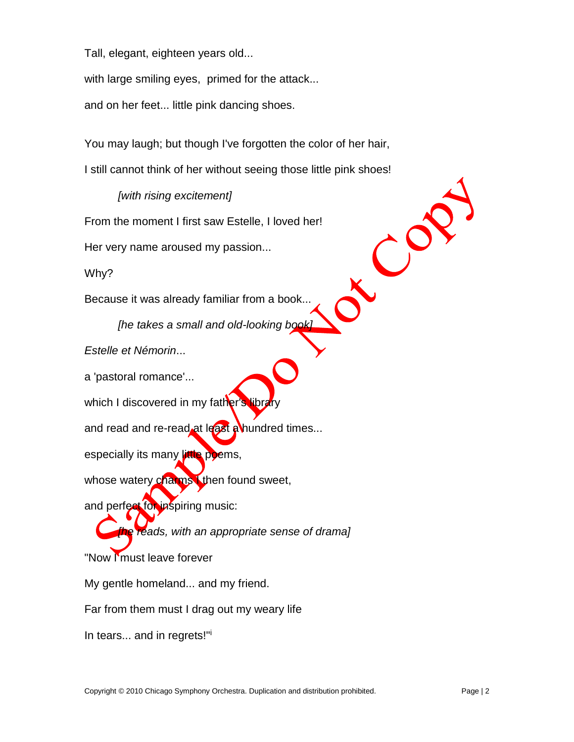Tall, elegant, eighteen years old...

with large smiling eyes, primed for the attack...

and on her feet... little pink dancing shoes.

You may laugh; but though I've forgotten the color of her hair,

I still cannot think of her without seeing those little pink shoes!

*[with rising excitement]*

From the moment I first saw Estelle, I loved her!

Her very name aroused my passion...

Why?

Because it was already familiar from a book...

*[he takes a small and old-looking book]*

*Estelle et Némorin*...

a 'pastoral romance'...

which I discovered in my father's library

and read and re-read at least a hundred times...

especially its many little poems,

whose watery charms I then found sweet,

and perfect for inspiring music:

*[he reads, with an appropriate sense of drama]*

"Now I must leave forever

My gentle homeland... and my friend.

Far from them must I drag out my weary life

In tears... and in regrets!"[i]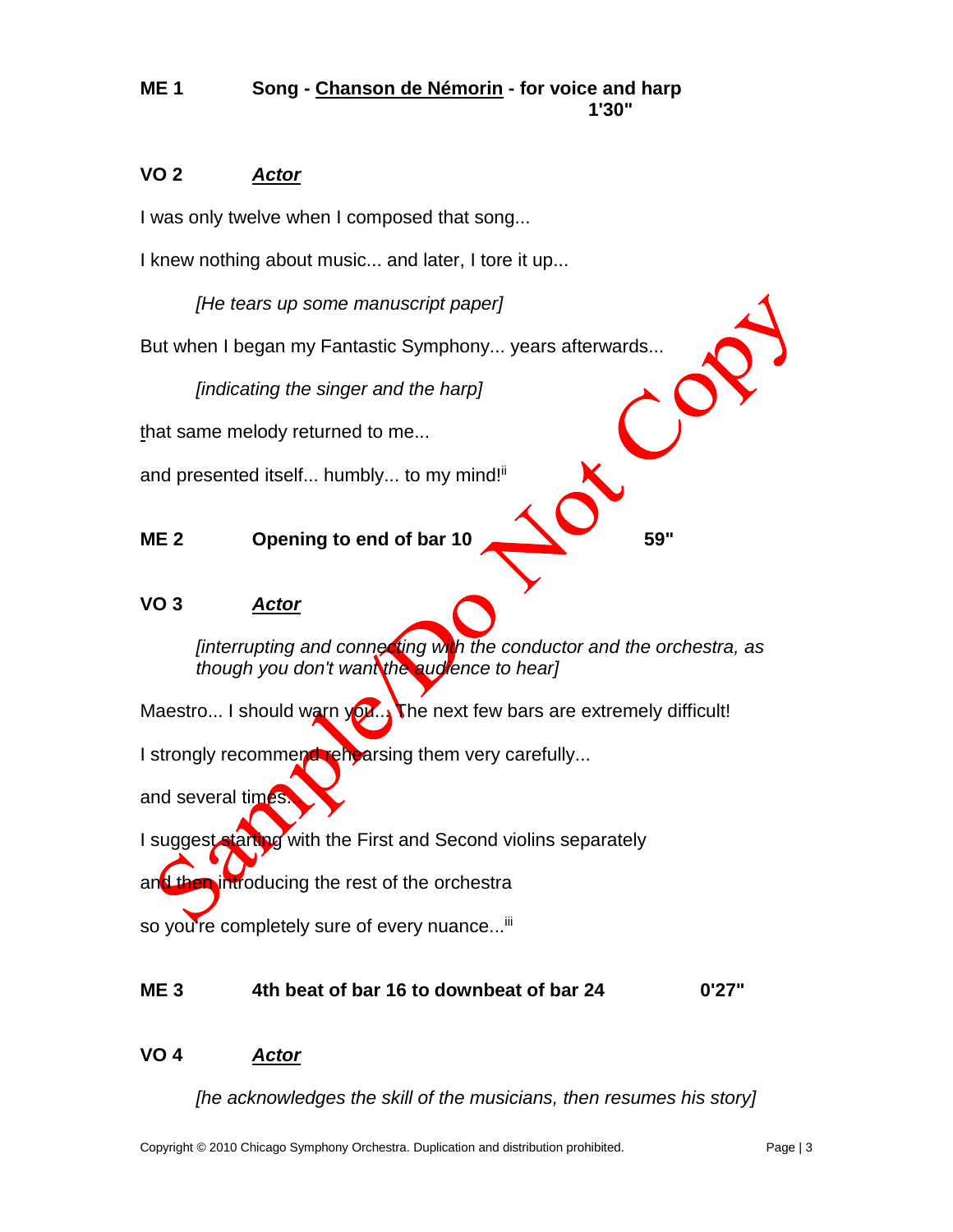**ME 1** **Song - <u>Chanson de Némorin</u> - for voice and harp** **1'30"**

**VO 2** ***<u>Actor</u>***

I was only twelve when I composed that song...

I knew nothing about music... and later, I tore it up...

*[He tears up some manuscript paper]*

But when I began my Fantastic Symphony... years afterwards...

*[indicating the singer and the harp]*

that same melody returned to me...

and presented itself... humbly... to my mind![ii]

**ME 2** **Opening to end of bar 10** **59"**

**VO 3** ***<u>Actor</u>***

*[interrupting and connecting with the conductor and the orchestra, as though you don't want the audience to hear]*

Maestro... I should warn you... The next few bars are extremely difficult!

I strongly recommend rehearsing them very carefully...

and several times...

I suggest starting with the First and Second violins separately

and then introducing the rest of the orchestra

so you're completely sure of every nuance...[iii]

**ME 3** **4th beat of bar 16 to downbeat of bar 24** **0'27"**

**VO 4** ***<u>Actor</u>***

*[he acknowledges the skill of the musicians, then resumes his story]*

Copyright © 2010 Chicago Symphony Orchestra. Duplication and distribution prohibited.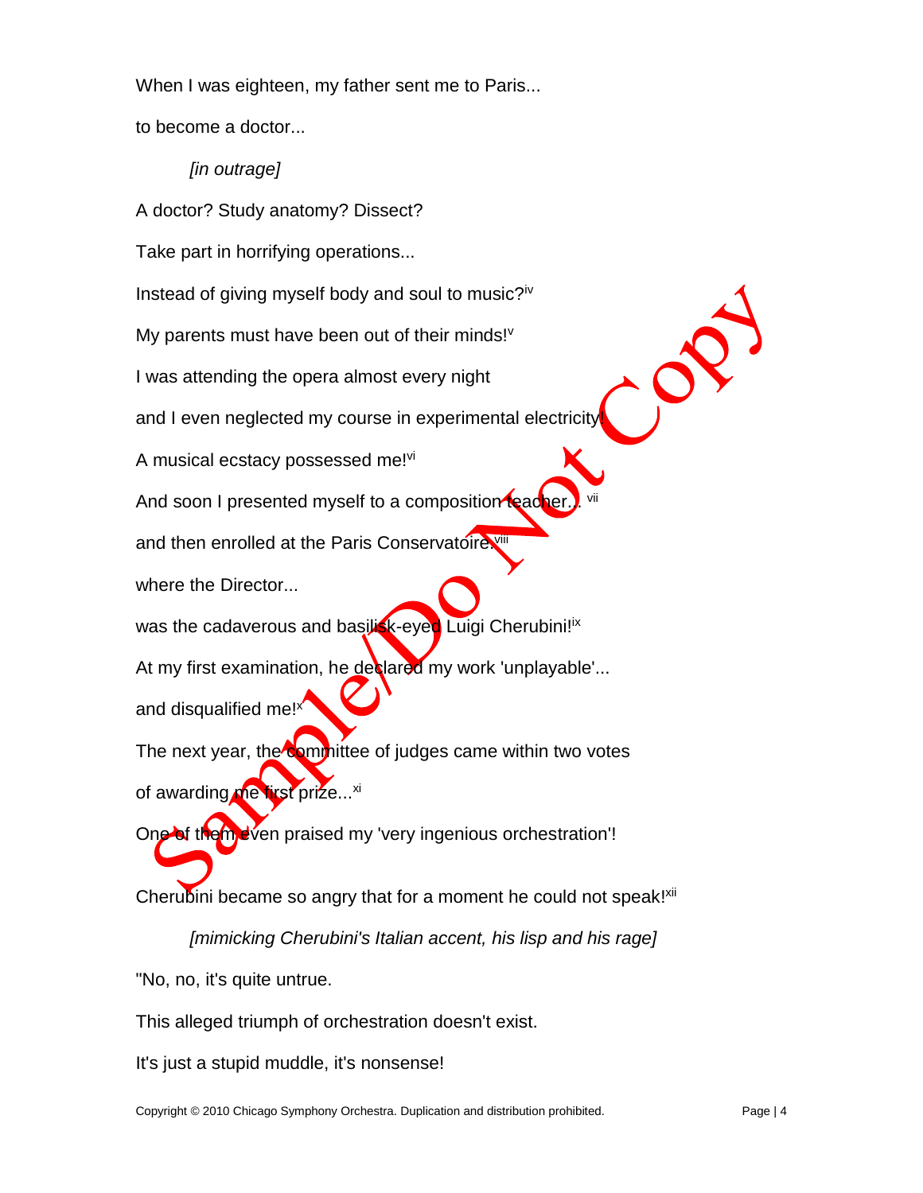When I was eighteen, my father sent me to Paris...

to become a doctor...

*[in outrage]*

A doctor? Study anatomy? Dissect?

Take part in horrifying operations...

Instead of giving myself body and soul to music?[iv]

My parents must have been out of their minds![v]

I was attending the opera almost every night

and I even neglected my course in experimental electricity!

A musical ecstasy possessed me![vi]

And soon I presented myself to a composition teacher... [vii]

and then enrolled at the Paris Conservatoire.[viii]

where the Director...

was the cadaverous and basilisk-eyed Luigi Cherubini![ix]

At my first examination, he declared my work 'unplayable'...

and disqualified me![x]

The next year, the committee of judges came within two votes

of awarding me first prize...[xi]

One of them even praised my 'very ingenious orchestration'!

Cherubini became so angry that for a moment he could not speak![xii]

*[mimicking Cherubini's Italian accent, his lisp and his rage]*

"No, no, it's quite untrue.

This alleged triumph of orchestration doesn't exist.

It's just a stupid muddle, it's nonsense!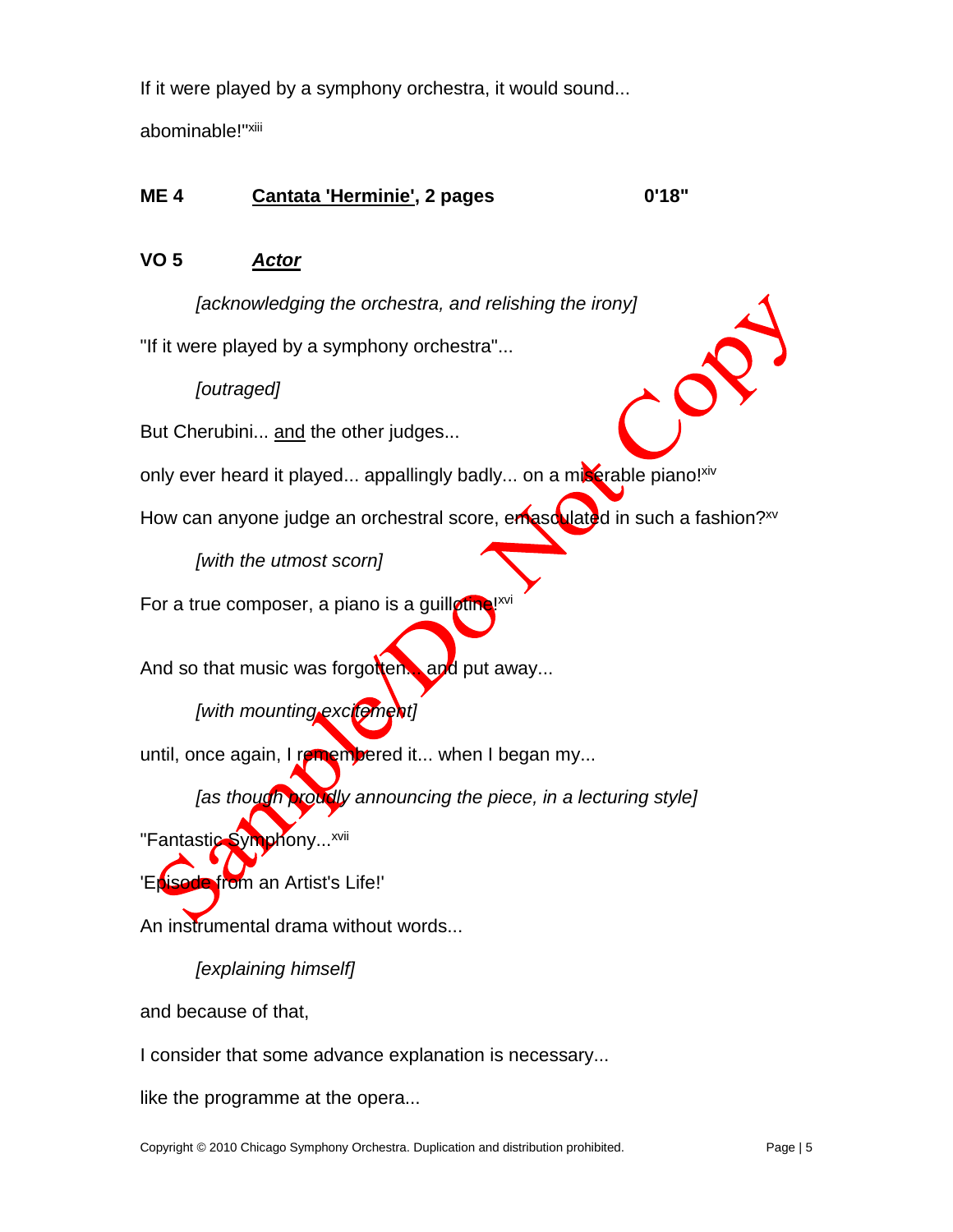If it were played by a symphony orchestra, it would sound...

abominable!"[xiii]

**ME 4** **Cantata 'Herminie', 2 pages** **0'18"**

**VO 5** ***Actor***

*[acknowledging the orchestra, and relishing the irony]*

"If it were played by a symphony orchestra"...

*[outraged]*

But Cherubini... and the other judges...

only ever heard it played... appallingly badly... on a miserable piano![xiv]

How can anyone judge an orchestral score, emasculated in such a fashion?[xv]

*[with the utmost scorn]*

For a true composer, a piano is a guillotine![xvi]

And so that music was forgotten... and put away...

*[with mounting excitement]*

until, once again, I remembered it... when I began my...

*[as though proudly announcing the piece, in a lecturing style]*

"Fantastic Symphony...[xvii]

'Episode from an Artist's Life!'

An instrumental drama without words...

*[explaining himself]*

and because of that,

I consider that some advance explanation is necessary...

like the programme at the opera...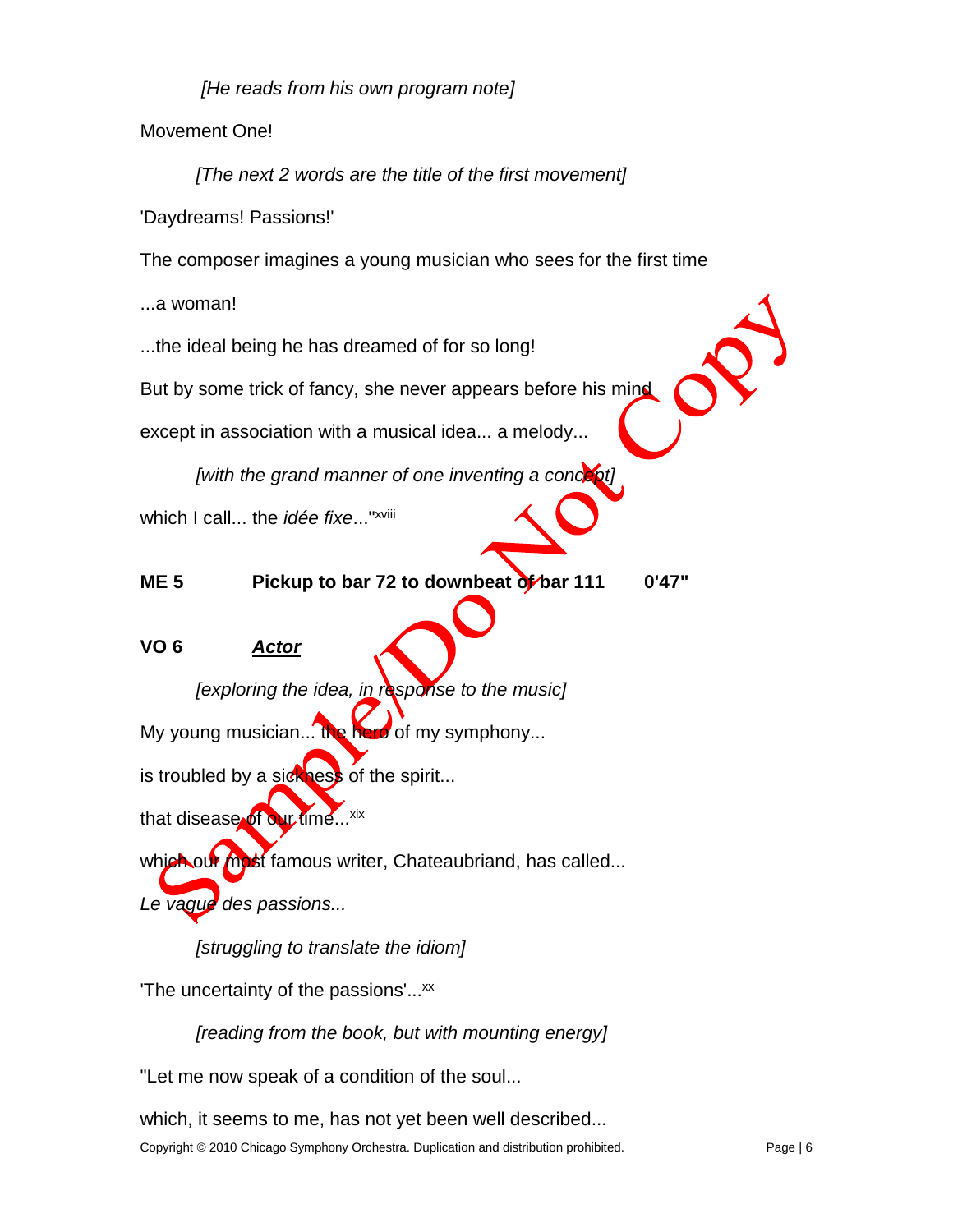*[He reads from his own program note]*

Movement One!

*[The next 2 words are the title of the first movement]*

'Daydreams! Passions!'

The composer imagines a young musician who sees for the first time

...a woman!

...the ideal being he has dreamed of for so long!

But by some trick of fancy, she never appears before his mind

except in association with a musical idea... a melody...

*[with the grand manner of one inventing a concept]*

which I call... the *idée fixe*..."[xviii]

**ME 5 Pickup to bar 72 to downbeat of bar 111 0'47"**

**VO 6 *Actor***

*[exploring the idea, in response to the music]*

My young musician... the hero of my symphony...

is troubled by a sickness of the spirit...

that disease of our time...[xix]

which our most famous writer, Chateaubriand, has called...

*Le vague des passions...*

*[struggling to translate the idiom]*

'The uncertainty of the passions'...[xx]

*[reading from the book, but with mounting energy]*

"Let me now speak of a condition of the soul...

which, it seems to me, has not yet been well described...

Copyright © 2010 Chicago Symphony Orchestra. Duplication and distribution prohibited.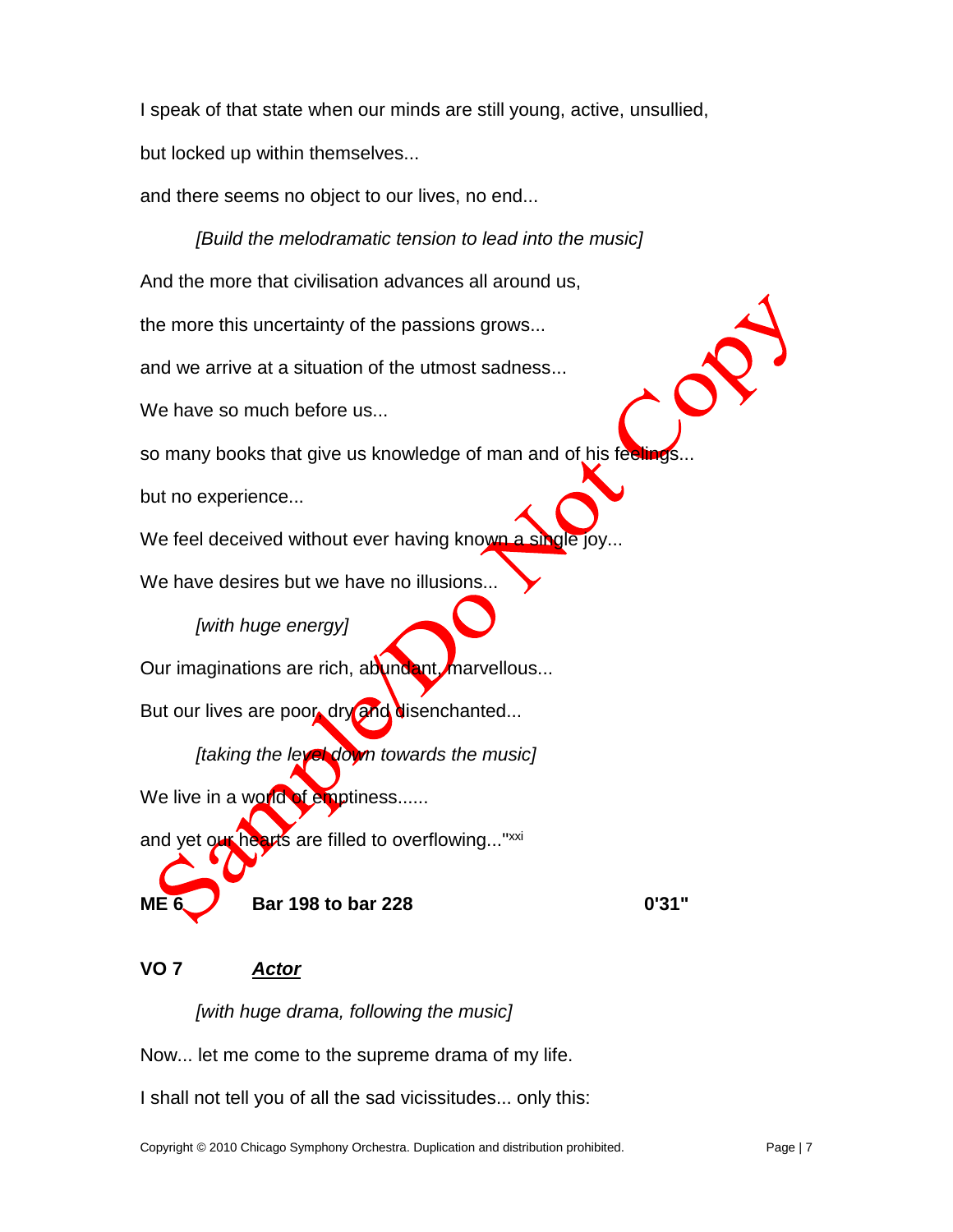I speak of that state when our minds are still young, active, unsullied,

but locked up within themselves...

and there seems no object to our lives, no end...

*[Build the melodramatic tension to lead into the music]*

And the more that civilisation advances all around us,

the more this uncertainty of the passions grows...

and we arrive at a situation of the utmost sadness...

We have so much before us...

so many books that give us knowledge of man and of his feelings...

but no experience...

We feel deceived without ever having known a single joy...

We have desires but we have no illusions...

*[with huge energy]*

Our imaginations are rich, abundant, marvellous...

But our lives are poor, dry and disenchanted...

*[taking the level down towards the music]*

We live in a world of emptiness......

and yet our hearts are filled to overflowing..."[xxi]

**ME 6** **Bar 198 to bar 228** **0'31"**

**VO 7** ***Actor***

*[with huge drama, following the music]*

Now... let me come to the supreme drama of my life.

I shall not tell you of all the sad vicissitudes... only this: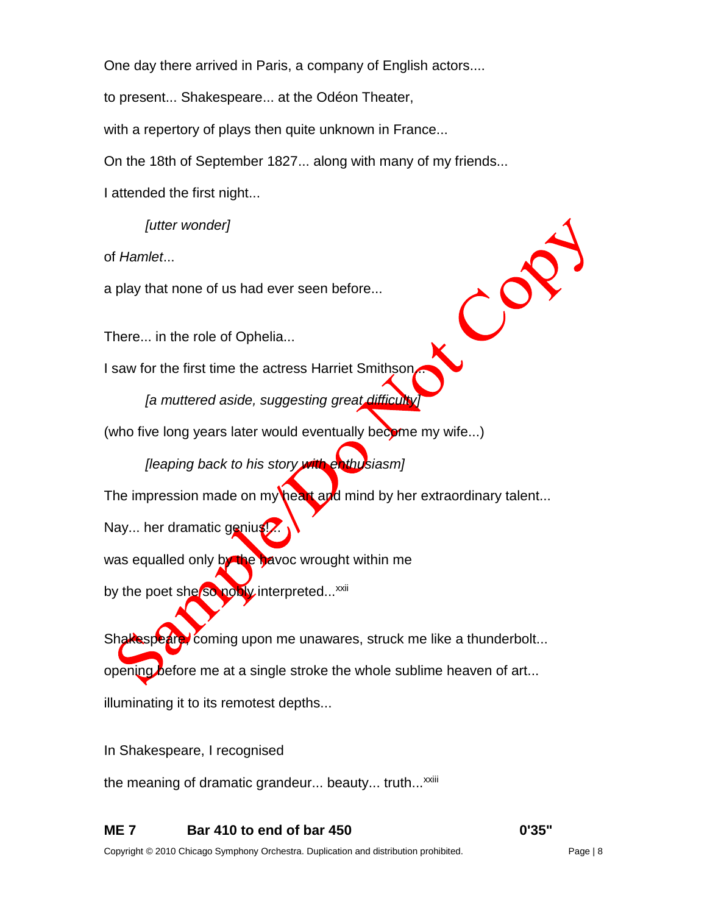One day there arrived in Paris, a company of English actors....

to present... Shakespeare... at the Odéon Theater,

with a repertory of plays then quite unknown in France...

On the 18th of September 1827... along with many of my friends...

I attended the first night...

*[utter wonder]*

of *Hamlet*...

a play that none of us had ever seen before...

There... in the role of Ophelia...

I saw for the first time the actress Harriet Smithson...

*[a muttered aside, suggesting great difficulty]*

(who five long years later would eventually become my wife...)

*[leaping back to his story with enthusiasm]*

The impression made on my heart and mind by her extraordinary talent...

Nay... her dramatic genius!...

was equalled only by the havoc wrought within me

by the poet she so nobly interpreted...[xxii]

Shakespeare, coming upon me unawares, struck me like a thunderbolt...

opening before me at a single stroke the whole sublime heaven of art...

illuminating it to its remotest depths...

In Shakespeare, I recognised

the meaning of dramatic grandeur... beauty... truth...[xxiii]

**ME 7 Bar 410 to end of bar 450 0'35"**

Copyright © 2010 Chicago Symphony Orchestra. Duplication and distribution prohibited.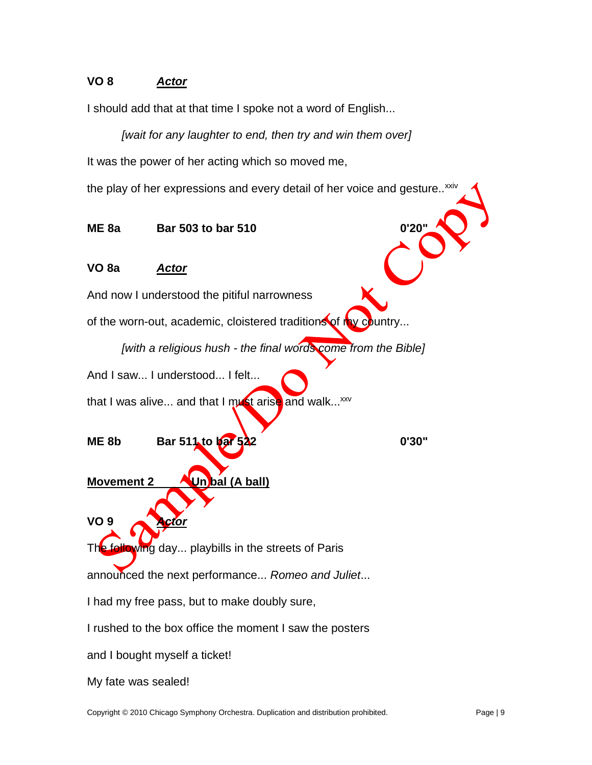**VO 8** ***Actor***

I should add that at that time I spoke not a word of English...

*[wait for any laughter to end, then try and win them over]*

It was the power of her acting which so moved me,

the play of her expressions and every detail of her voice and gesture..[xxiv]

**ME 8a** **Bar 503 to bar 510** **0'20"**

**VO 8a** ***Actor***

And now I understood the pitiful narrowness

of the worn-out, academic, cloistered traditions of my country...

*[with a religious hush - the final words come from the Bible]*

And I saw... I understood... I felt...

that I was alive... and that I must arise and walk...[xxv]

**ME 8b** **Bar 511 to bar 522** **0'30"**

**Movement 2** **Un bal (A ball)**

**VO 9** ***Actor***

The following day... playbills in the streets of Paris

announced the next performance... *Romeo and Juliet*...

I had my free pass, but to make doubly sure,

I rushed to the box office the moment I saw the posters

and I bought myself a ticket!

My fate was sealed!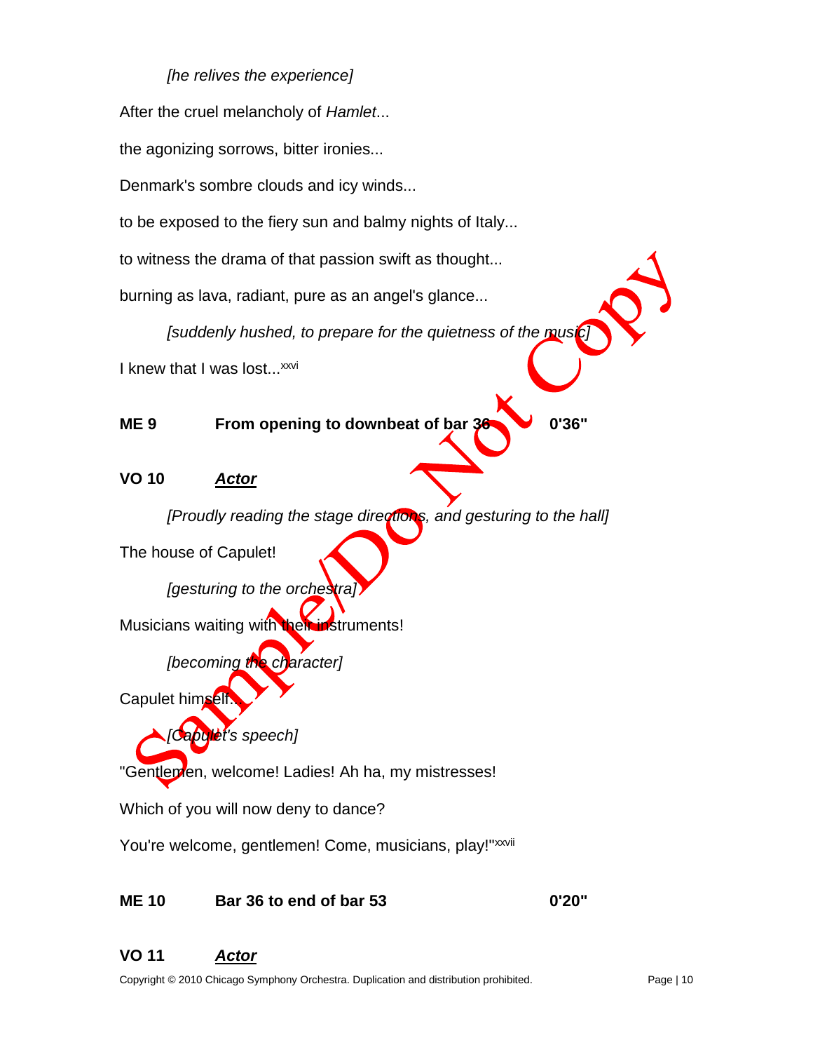*[he relives the experience]*

After the cruel melancholy of *Hamlet*...

the agonizing sorrows, bitter ironies...

Denmark's sombre clouds and icy winds...

to be exposed to the fiery sun and balmy nights of Italy...

to witness the drama of that passion swift as thought...

burning as lava, radiant, pure as an angel's glance...

*[suddenly hushed, to prepare for the quietness of the music]*

I knew that I was lost...[xxvi]

**ME 9 From opening to downbeat of bar 36 0'36"**

**VO 10 *Actor***

*[Proudly reading the stage directions, and gesturing to the hall]*

The house of Capulet!

*[gesturing to the orchestra]*

Musicians waiting with their instruments!

*[becoming the character]*

Capulet himself...

*[Capulet's speech]*

"Gentlemen, welcome! Ladies! Ah ha, my mistresses!

Which of you will now deny to dance?

You're welcome, gentlemen! Come, musicians, play!"[xxvii]

**ME 10 Bar 36 to end of bar 53 0'20"**

**VO 11 *Actor***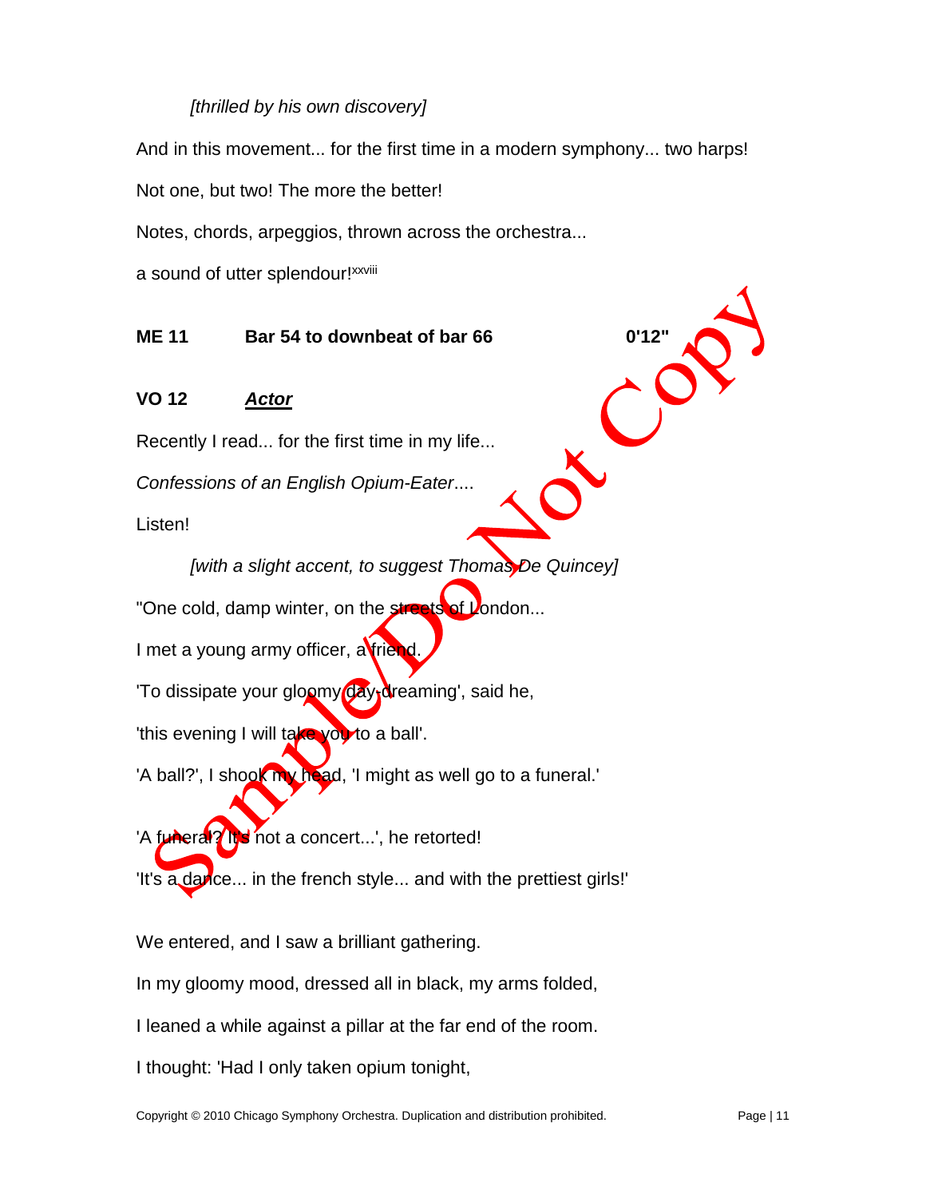*[thrilled by his own discovery]*

And in this movement... for the first time in a modern symphony... two harps!

Not one, but two! The more the better!

Notes, chords, arpeggios, thrown across the orchestra...

a sound of utter splendour![xxviii]

**ME 11 Bar 54 to downbeat of bar 66 0'12"**

**VO 12 _Actor_**

Recently I read... for the first time in my life...

*Confessions of an English Opium-Eater*....

Listen!

*[with a slight accent, to suggest Thomas De Quincey]*

"One cold, damp winter, on the streets of London...

I met a young army officer, a friend.

'To dissipate your gloomy day-dreaming', said he,

'this evening I will take you to a ball'.

'A ball?', I shook my head, 'I might as well go to a funeral.'

'A funeral? It's not a concert...', he retorted!

'It's a dance... in the french style... and with the prettiest girls!'

We entered, and I saw a brilliant gathering.

In my gloomy mood, dressed all in black, my arms folded,

I leaned a while against a pillar at the far end of the room.

I thought: 'Had I only taken opium tonight,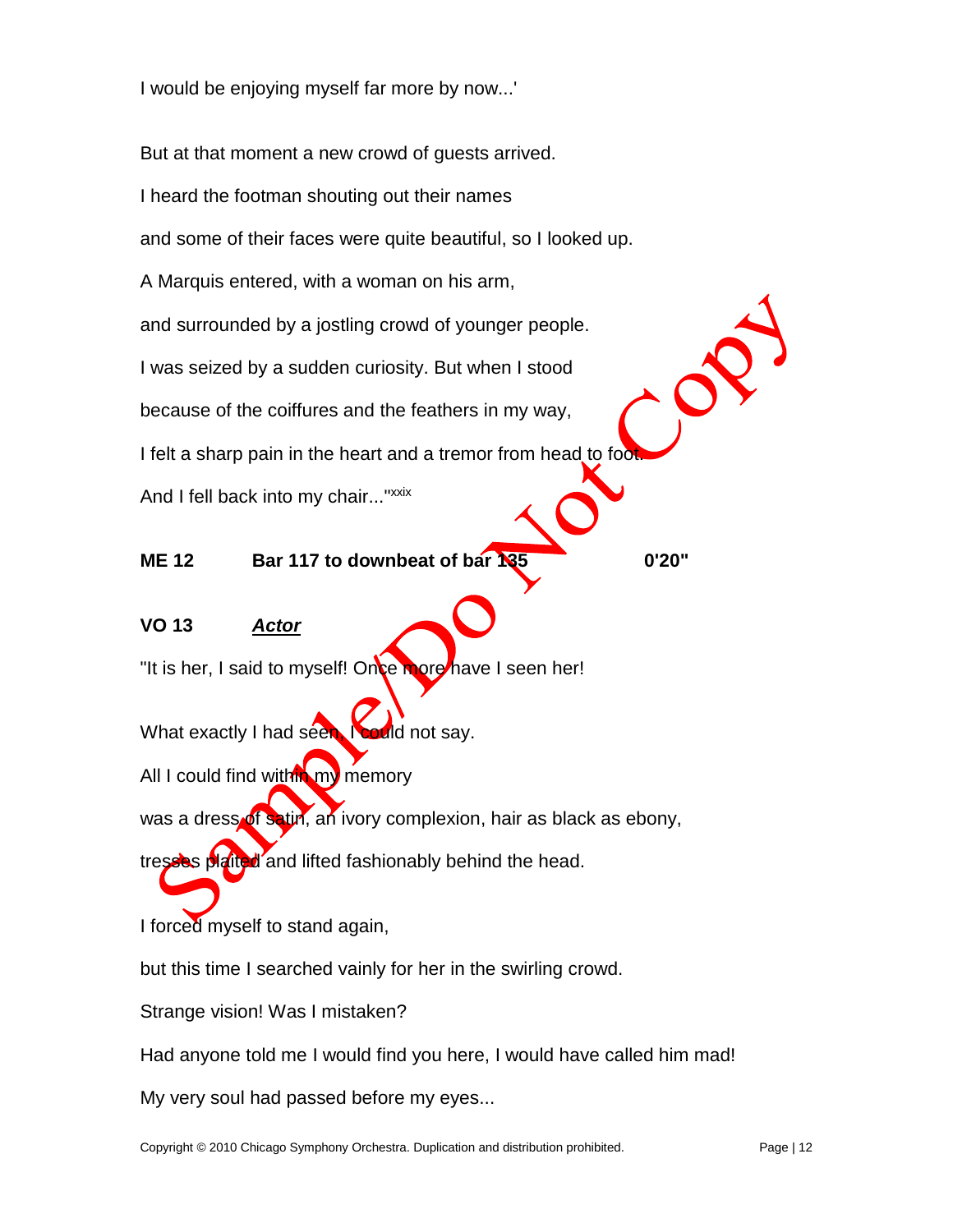I would be enjoying myself far more by now...'

But at that moment a new crowd of guests arrived.

I heard the footman shouting out their names

and some of their faces were quite beautiful, so I looked up.

A Marquis entered, with a woman on his arm,

and surrounded by a jostling crowd of younger people.

I was seized by a sudden curiosity. But when I stood

because of the coiffures and the feathers in my way,

I felt a sharp pain in the heart and a tremor from head to foot.

And I fell back into my chair..."[xxix]

**ME 12　　Bar 117 to downbeat of bar 135　　0'20"**

**VO 13　　*Actor***

"It is her, I said to myself! Once more have I seen her!

What exactly I had seen, I could not say.

All I could find within my memory

was a dress of satin, an ivory complexion, hair as black as ebony,

tresses plaited and lifted fashionably behind the head.

I forced myself to stand again,

but this time I searched vainly for her in the swirling crowd.

Strange vision! Was I mistaken?

Had anyone told me I would find you here, I would have called him mad!

My very soul had passed before my eyes...

Copyright © 2010 Chicago Symphony Orchestra. Duplication and distribution prohibited.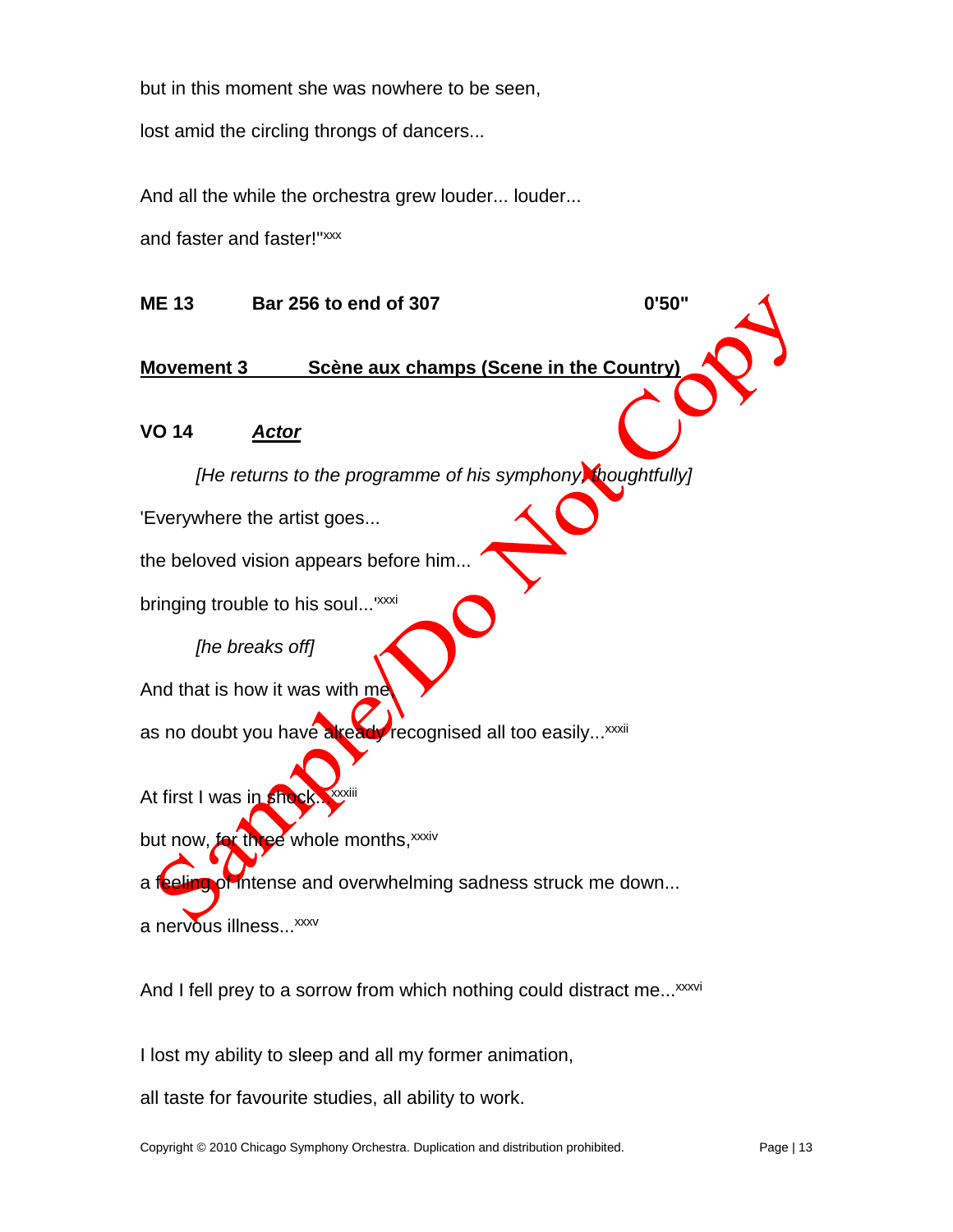but in this moment she was nowhere to be seen,

lost amid the circling throngs of dancers...

And all the while the orchestra grew louder... louder...

and faster and faster!"[xxx]

**ME 13 Bar 256 to end of 307 0'50"**

**Movement 3 Scène aux champs (Scene in the Country)**

**VO 14 *Actor***

*[He returns to the programme of his symphony, thoughtfully]*

'Everywhere the artist goes...

the beloved vision appears before him...

bringing trouble to his soul...'[xxxi]

*[he breaks off]*

And that is how it was with me,

as no doubt you have already recognised all too easily...[xxxii]

At first I was in shock...[xxxiii]

but now, for three whole months,[xxxiv]

a feeling of intense and overwhelming sadness struck me down...

a nervous illness...[xxxv]

And I fell prey to a sorrow from which nothing could distract me...[xxxvi]

I lost my ability to sleep and all my former animation,

all taste for favourite studies, all ability to work.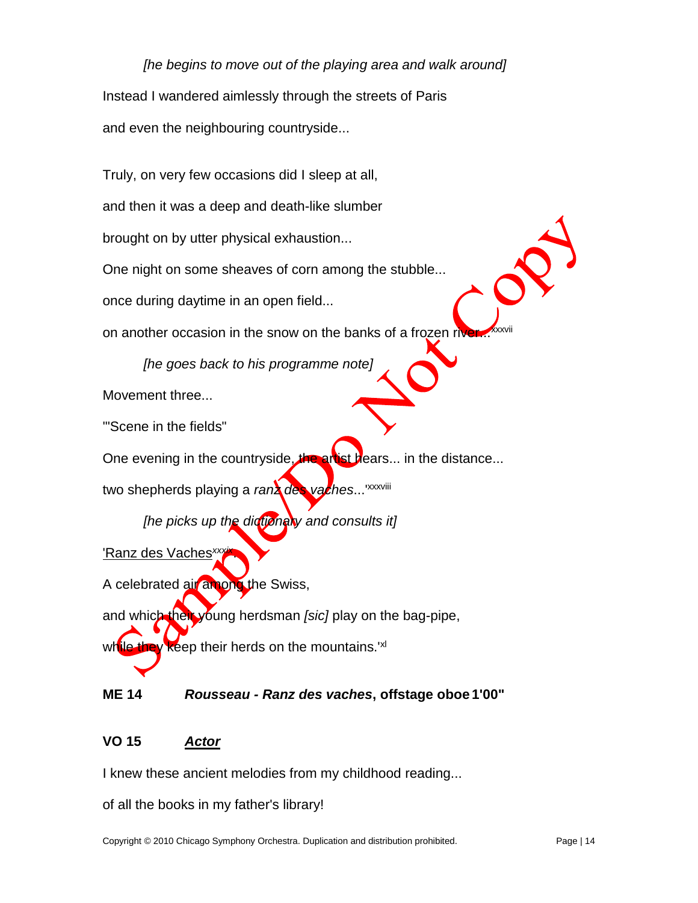*[he begins to move out of the playing area and walk around]*

Instead I wandered aimlessly through the streets of Paris

and even the neighbouring countryside...

Truly, on very few occasions did I sleep at all,

and then it was a deep and death-like slumber

brought on by utter physical exhaustion...

One night on some sheaves of corn among the stubble...

once during daytime in an open field...

on another occasion in the snow on the banks of a frozen river...'[xxxvii]

*[he goes back to his programme note]*

Movement three...

'"Scene in the fields"

One evening in the countryside, the artist hears... in the distance...

two shepherds playing a *ranz des vaches*...'[xxxviii]

*[he picks up the dictionary and consults it]*

<u>'Ranz des Vaches</u>[xxxix]:

A celebrated air among the Swiss,

and which their young herdsman *[sic]* play on the bag-pipe,

while they keep their herds on the mountains.'[xl]

**ME 14** ***Rousseau - Ranz des vaches*, offstage oboe 1'00"**

**VO 15** ***<u>Actor</u>***

I knew these ancient melodies from my childhood reading...

of all the books in my father's library!

Copyright © 2010 Chicago Symphony Orchestra. Duplication and distribution prohibited.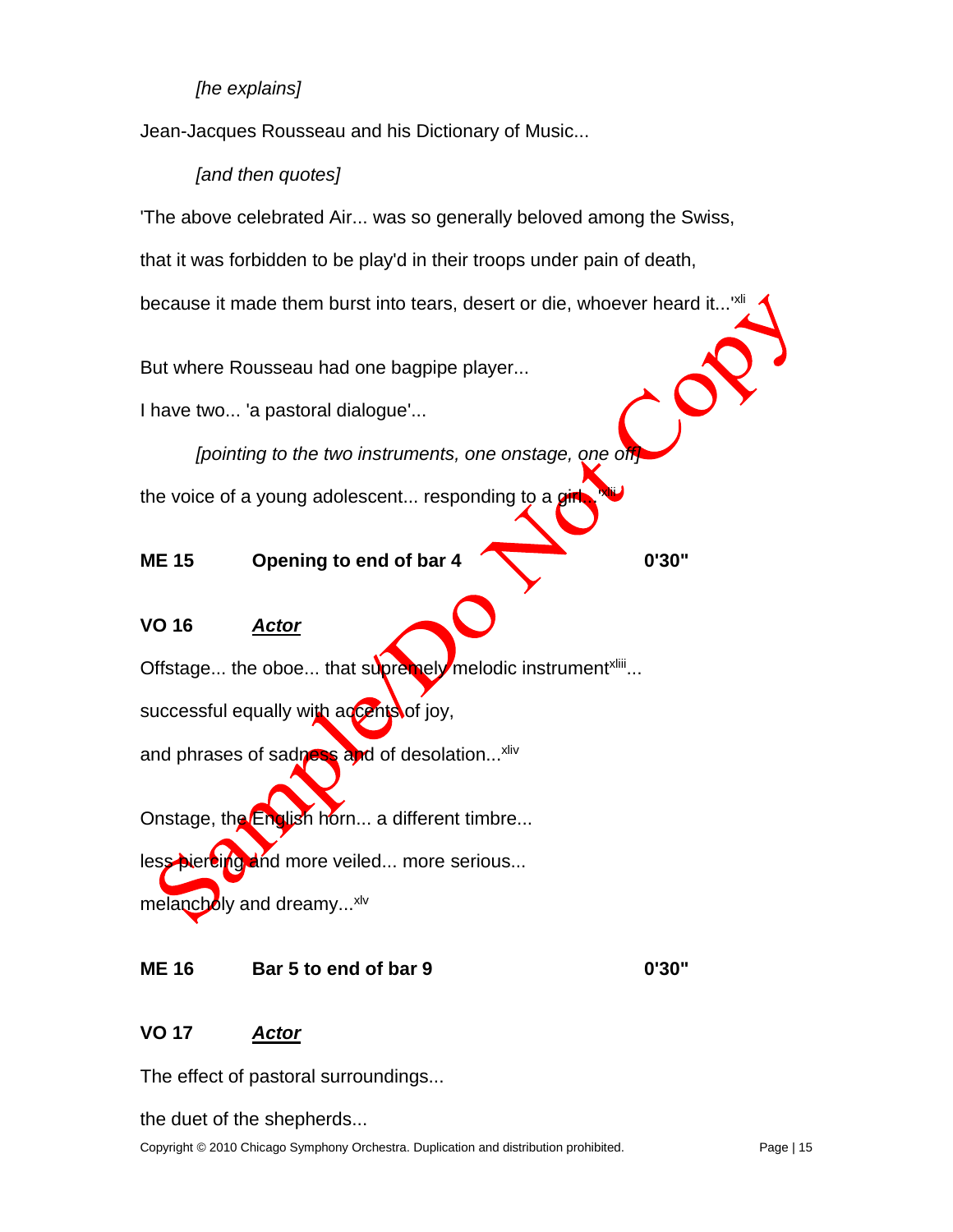*[he explains]*

Jean-Jacques Rousseau and his Dictionary of Music...

*[and then quotes]*

'The above celebrated Air... was so generally beloved among the Swiss,

that it was forbidden to be play'd in their troops under pain of death,

because it made them burst into tears, desert or die, whoever heard it...'[xli]

But where Rousseau had one bagpipe player...

I have two... 'a pastoral dialogue'...

*[pointing to the two instruments, one onstage, one off]*

the voice of a young adolescent... responding to a girl...'[xlii]

**ME 15 Opening to end of bar 4 0'30"**

**VO 16 *Actor***

Offstage... the oboe... that supremely melodic instrument[xliii]...

successful equally with accents of joy,

and phrases of sadness and of desolation...[xliv]

Onstage, the English horn... a different timbre...

less piercing and more veiled... more serious...

melancholy and dreamy...[xlv]

**ME 16 Bar 5 to end of bar 9 0'30"**

**VO 17 *Actor***

The effect of pastoral surroundings...

the duet of the shepherds...

Copyright © 2010 Chicago Symphony Orchestra. Duplication and distribution prohibited.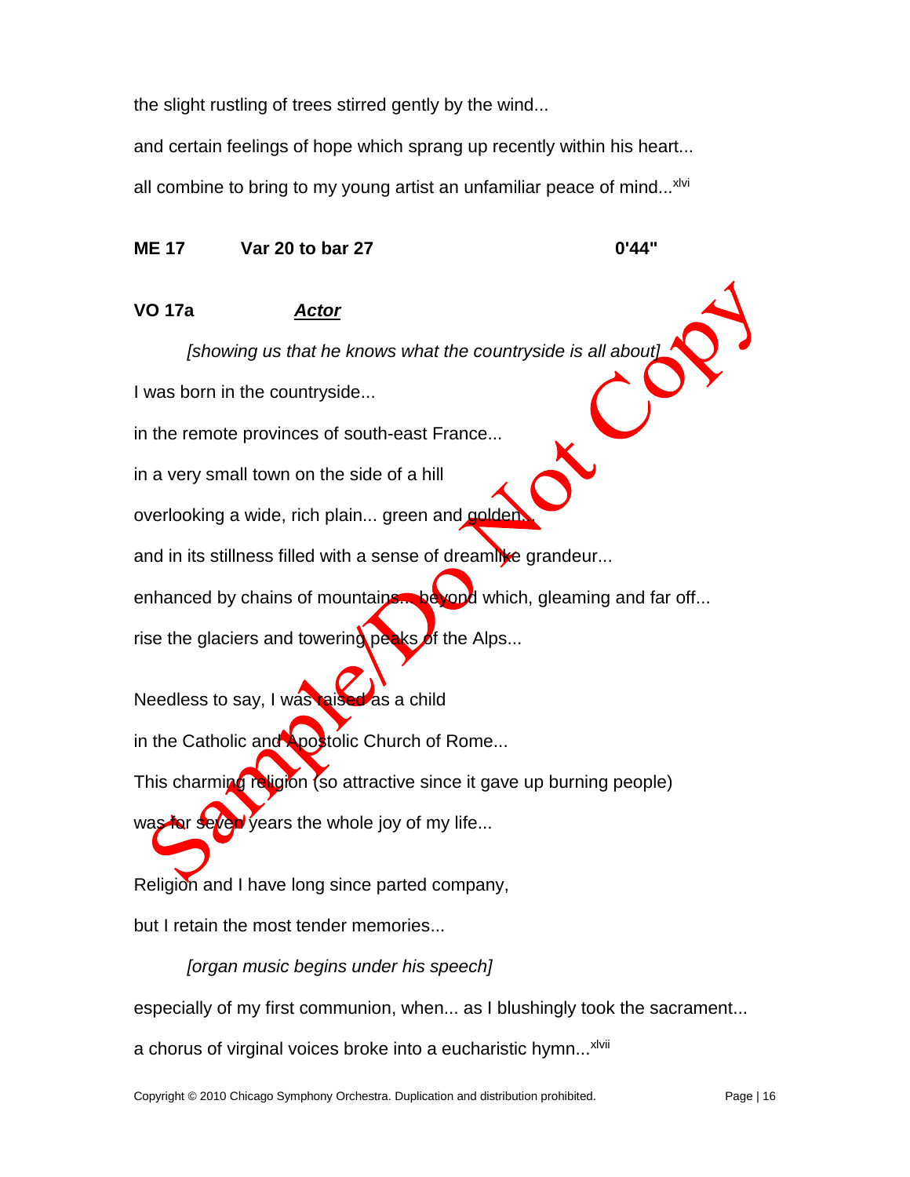the slight rustling of trees stirred gently by the wind...

and certain feelings of hope which sprang up recently within his heart...

all combine to bring to my young artist an unfamiliar peace of mind...[xlvi]

**ME 17 Var 20 to bar 27 0'44"**

**VO 17a** ***Actor***

*[showing us that he knows what the countryside is all about]*

I was born in the countryside...

in the remote provinces of south-east France...

in a very small town on the side of a hill

overlooking a wide, rich plain... green and golden...

and in its stillness filled with a sense of dreamlike grandeur...

enhanced by chains of mountains... beyond which, gleaming and far off...

rise the glaciers and towering peaks of the Alps...

Needless to say, I was raised as a child

in the Catholic and Apostolic Church of Rome...

This charming religion (so attractive since it gave up burning people)

was for seven years the whole joy of my life...

Religion and I have long since parted company,

but I retain the most tender memories...

*[organ music begins under his speech]*

especially of my first communion, when... as I blushingly took the sacrament...

a chorus of virginal voices broke into a eucharistic hymn...[xlvii]

Copyright © 2010 Chicago Symphony Orchestra. Duplication and distribution prohibited.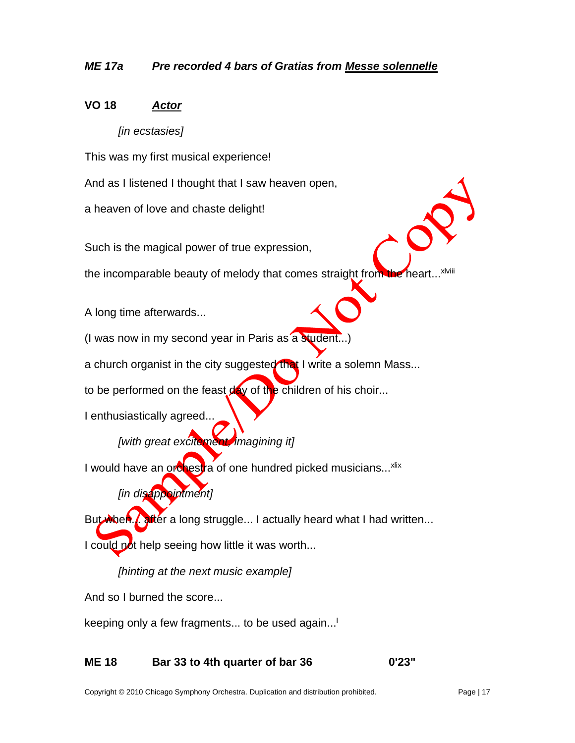***ME 17a*** ***Pre recorded 4 bars of Gratias from <u>Messe solennelle</u>***

**VO 18** ***<u>Actor</u>***

*[in ecstasies]*

This was my first musical experience!

And as I listened I thought that I saw heaven open,

a heaven of love and chaste delight!

Such is the magical power of true expression,

the incomparable beauty of melody that comes straight from the heart...[xlviii]

A long time afterwards...

(I was now in my second year in Paris as a student...)

a church organist in the city suggested that I write a solemn Mass...

to be performed on the feast day of the children of his choir...

I enthusiastically agreed...

*[with great excitement, imagining it]*

I would have an orchestra of one hundred picked musicians...[xlix]

*[in disappointment]*

But when... after a long struggle... I actually heard what I had written...

I could not help seeing how little it was worth...

*[hinting at the next music example]*

And so I burned the score...

keeping only a few fragments... to be used again...[l]

**ME 18** **Bar 33 to 4th quarter of bar 36** **0'23"**

Copyright © 2010 Chicago Symphony Orchestra. Duplication and distribution prohibited.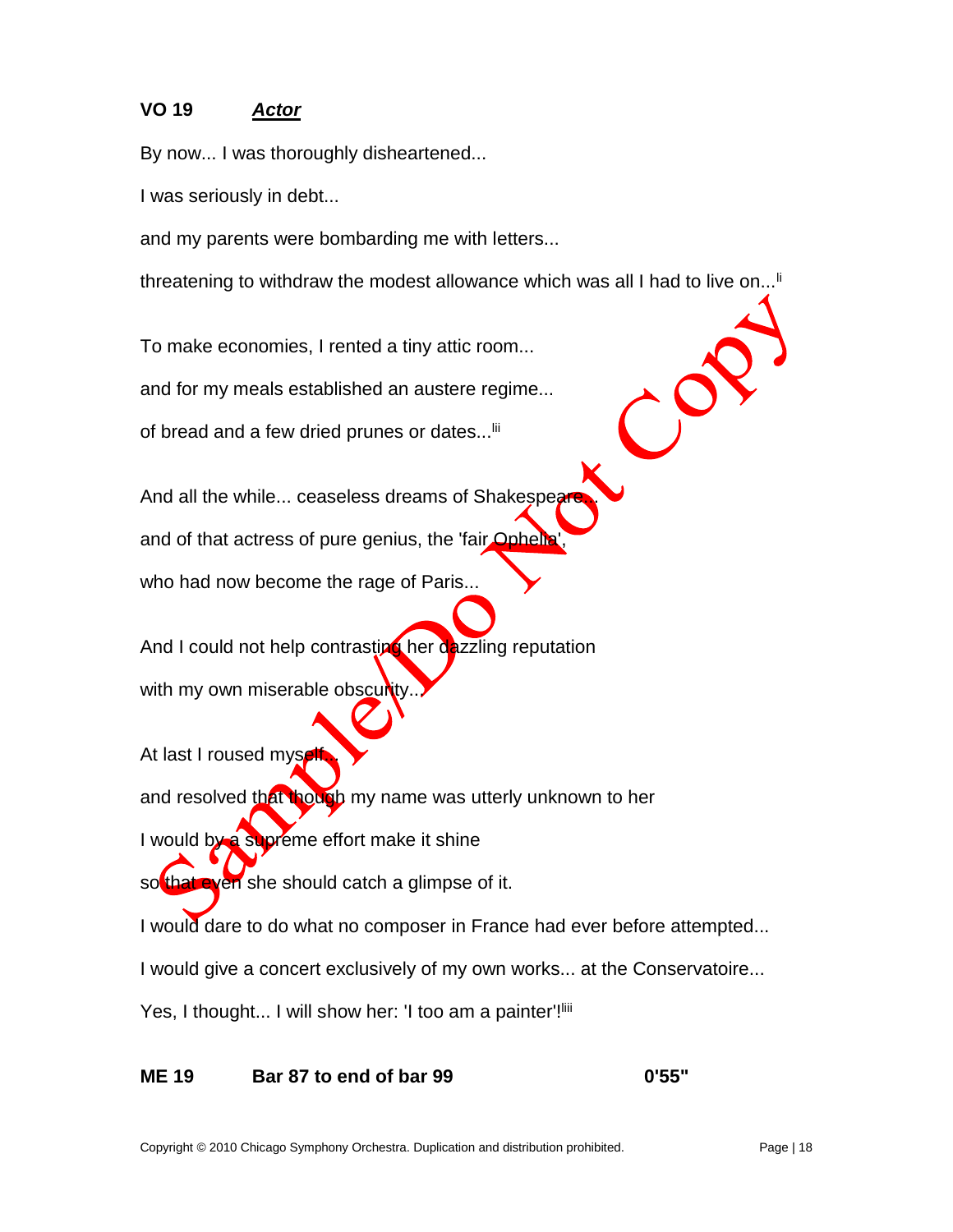**VO 19** ***Actor***

By now... I was thoroughly disheartened...

I was seriously in debt...

and my parents were bombarding me with letters...

threatening to withdraw the modest allowance which was all I had to live on...[li]

To make economies, I rented a tiny attic room...

and for my meals established an austere regime...

of bread and a few dried prunes or dates...[lii]

And all the while... ceaseless dreams of Shakespeare...

and of that actress of pure genius, the 'fair Ophelia',

who had now become the rage of Paris...

And I could not help contrasting her dazzling reputation

with my own miserable obscurity...

At last I roused myself...

and resolved that though my name was utterly unknown to her

I would by a supreme effort make it shine

so that even she should catch a glimpse of it.

I would dare to do what no composer in France had ever before attempted...

I would give a concert exclusively of my own works... at the Conservatoire...

Yes, I thought... I will show her: 'I too am a painter'![liii]

**ME 19** **Bar 87 to end of bar 99** **0'55"**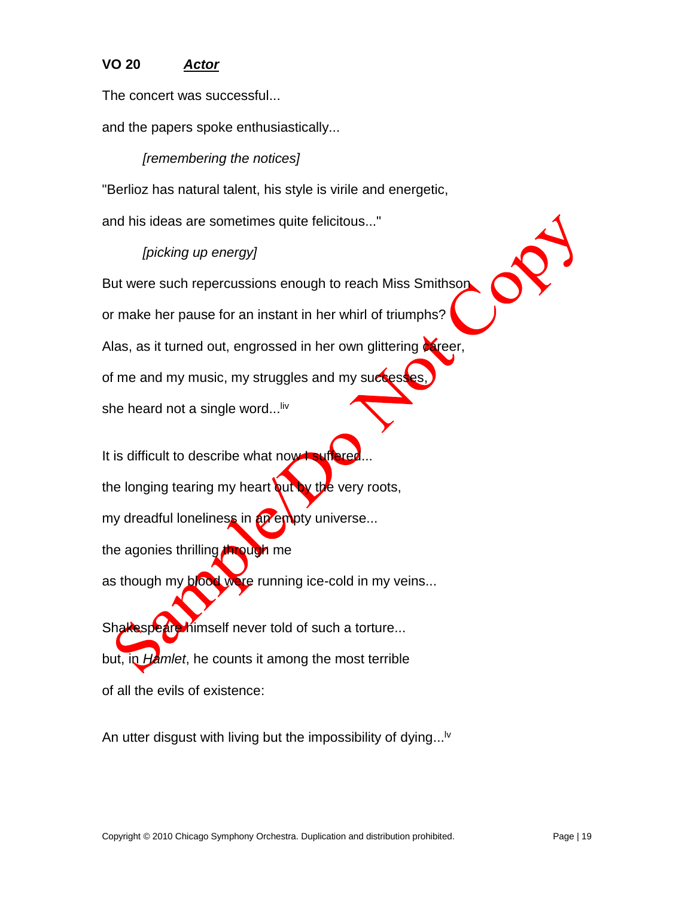**VO 20** ***Actor***

The concert was successful...

and the papers spoke enthusiastically...

*[remembering the notices]*

"Berlioz has natural talent, his style is virile and energetic,

and his ideas are sometimes quite felicitous..."

*[picking up energy]*

But were such repercussions enough to reach Miss Smithson

or make her pause for an instant in her whirl of triumphs?

Alas, as it turned out, engrossed in her own glittering career,

of me and my music, my struggles and my successes,

she heard not a single word...[liv]

It is difficult to describe what now I suffered...

the longing tearing my heart out by the very roots,

my dreadful loneliness in an empty universe...

the agonies thrilling through me

as though my blood were running ice-cold in my veins...

Shakespeare himself never told of such a torture...

but, in *Hamlet*, he counts it among the most terrible

of all the evils of existence:

An utter disgust with living but the impossibility of dying...[lv]